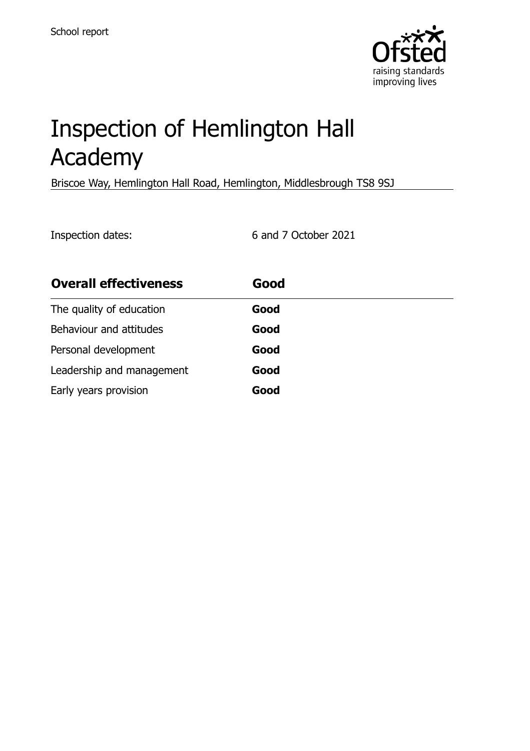School report

# Inspection of Hemlington Hall Academy

Briscoe Way, Hemlington Hall Road, Hemlington, Middlesbrough TS8 9SJ

Inspection dates: 6 and 7 October 2021

| **Overall effectiveness** | **Good** |
| --- | --- |
| The quality of education | **Good** |
| Behaviour and attitudes | **Good** |
| Personal development | **Good** |
| Leadership and management | **Good** |
| Early years provision | **Good** |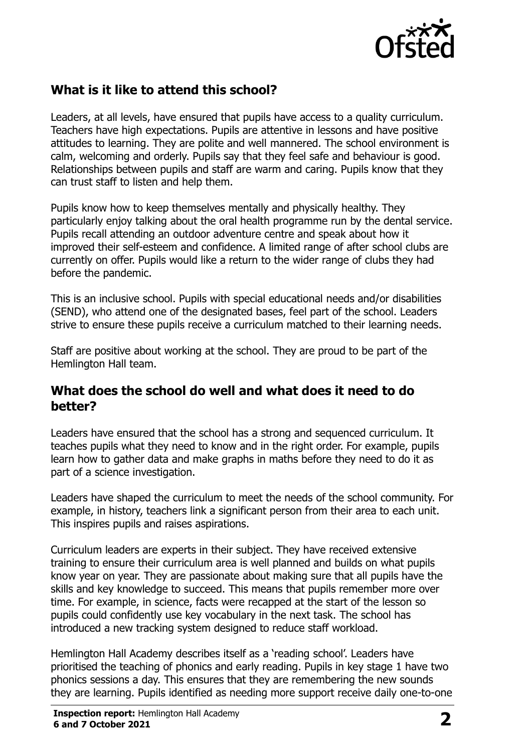## What is it like to attend this school?

Leaders, at all levels, have ensured that pupils have access to a quality curriculum. Teachers have high expectations. Pupils are attentive in lessons and have positive attitudes to learning. They are polite and well mannered. The school environment is calm, welcoming and orderly. Pupils say that they feel safe and behaviour is good. Relationships between pupils and staff are warm and caring. Pupils know that they can trust staff to listen and help them.

Pupils know how to keep themselves mentally and physically healthy. They particularly enjoy talking about the oral health programme run by the dental service. Pupils recall attending an outdoor adventure centre and speak about how it improved their self-esteem and confidence. A limited range of after school clubs are currently on offer. Pupils would like a return to the wider range of clubs they had before the pandemic.

This is an inclusive school. Pupils with special educational needs and/or disabilities (SEND), who attend one of the designated bases, feel part of the school. Leaders strive to ensure these pupils receive a curriculum matched to their learning needs.

Staff are positive about working at the school. They are proud to be part of the Hemlington Hall team.

## What does the school do well and what does it need to do better?

Leaders have ensured that the school has a strong and sequenced curriculum. It teaches pupils what they need to know and in the right order. For example, pupils learn how to gather data and make graphs in maths before they need to do it as part of a science investigation.

Leaders have shaped the curriculum to meet the needs of the school community. For example, in history, teachers link a significant person from their area to each unit. This inspires pupils and raises aspirations.

Curriculum leaders are experts in their subject. They have received extensive training to ensure their curriculum area is well planned and builds on what pupils know year on year. They are passionate about making sure that all pupils have the skills and key knowledge to succeed. This means that pupils remember more over time. For example, in science, facts were recapped at the start of the lesson so pupils could confidently use key vocabulary in the next task. The school has introduced a new tracking system designed to reduce staff workload.

Hemlington Hall Academy describes itself as a 'reading school'. Leaders have prioritised the teaching of phonics and early reading. Pupils in key stage 1 have two phonics sessions a day. This ensures that they are remembering the new sounds they are learning. Pupils identified as needing more support receive daily one-to-one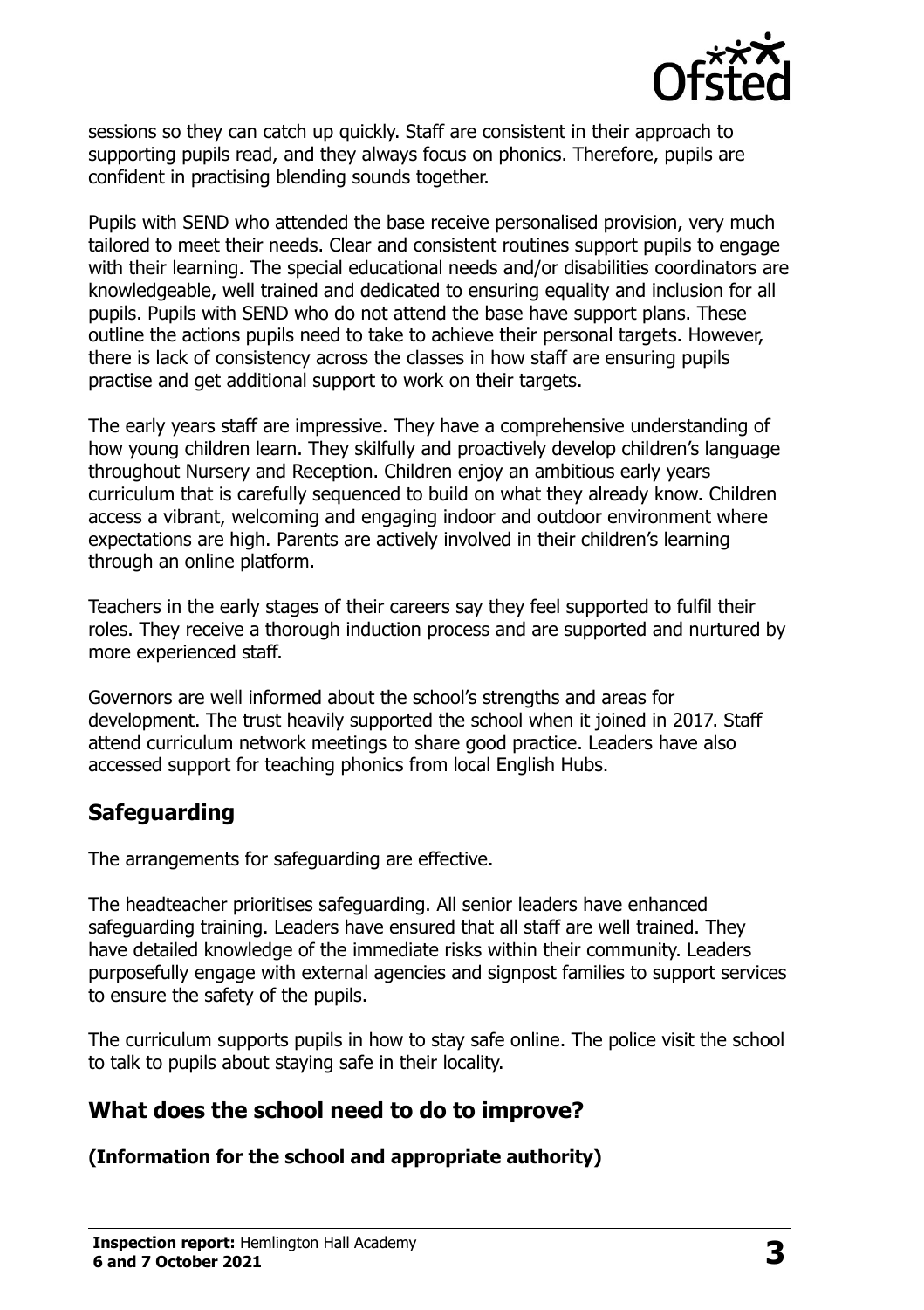sessions so they can catch up quickly. Staff are consistent in their approach to supporting pupils read, and they always focus on phonics. Therefore, pupils are confident in practising blending sounds together.

Pupils with SEND who attended the base receive personalised provision, very much tailored to meet their needs. Clear and consistent routines support pupils to engage with their learning. The special educational needs and/or disabilities coordinators are knowledgeable, well trained and dedicated to ensuring equality and inclusion for all pupils. Pupils with SEND who do not attend the base have support plans. These outline the actions pupils need to take to achieve their personal targets. However, there is lack of consistency across the classes in how staff are ensuring pupils practise and get additional support to work on their targets.

The early years staff are impressive. They have a comprehensive understanding of how young children learn. They skilfully and proactively develop children's language throughout Nursery and Reception. Children enjoy an ambitious early years curriculum that is carefully sequenced to build on what they already know. Children access a vibrant, welcoming and engaging indoor and outdoor environment where expectations are high. Parents are actively involved in their children's learning through an online platform.

Teachers in the early stages of their careers say they feel supported to fulfil their roles. They receive a thorough induction process and are supported and nurtured by more experienced staff.

Governors are well informed about the school's strengths and areas for development. The trust heavily supported the school when it joined in 2017. Staff attend curriculum network meetings to share good practice. Leaders have also accessed support for teaching phonics from local English Hubs.

## Safeguarding

The arrangements for safeguarding are effective.

The headteacher prioritises safeguarding. All senior leaders have enhanced safeguarding training. Leaders have ensured that all staff are well trained. They have detailed knowledge of the immediate risks within their community. Leaders purposefully engage with external agencies and signpost families to support services to ensure the safety of the pupils.

The curriculum supports pupils in how to stay safe online. The police visit the school to talk to pupils about staying safe in their locality.

## What does the school need to do to improve?

**(Information for the school and appropriate authority)**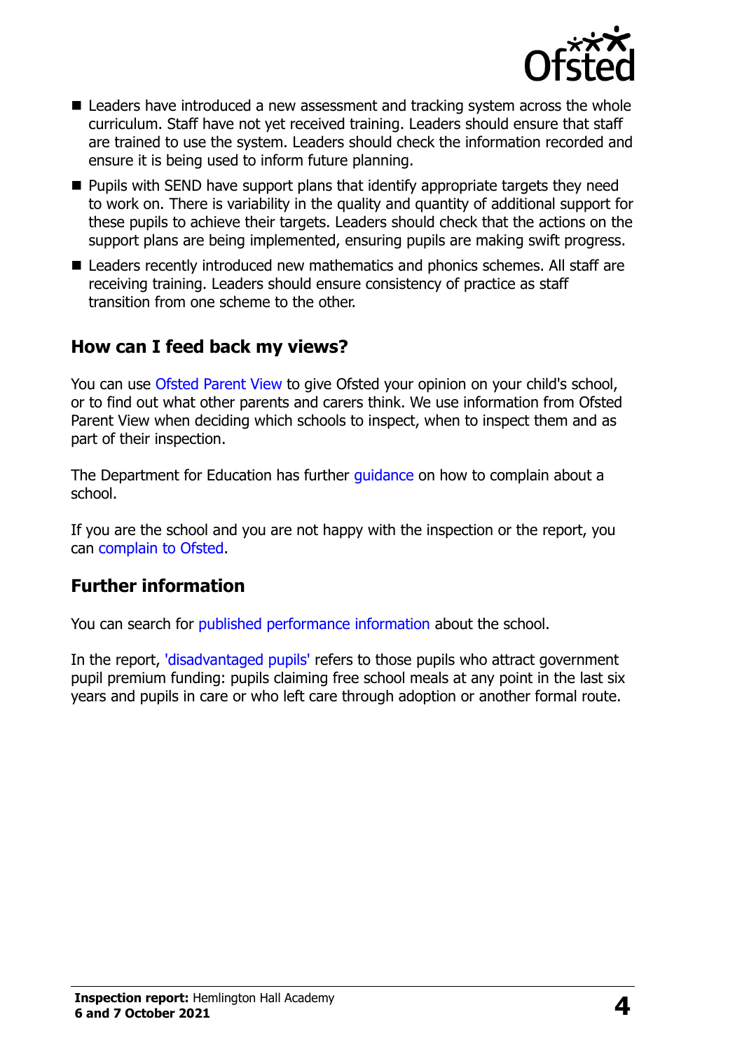- Leaders have introduced a new assessment and tracking system across the whole curriculum. Staff have not yet received training. Leaders should ensure that staff are trained to use the system. Leaders should check the information recorded and ensure it is being used to inform future planning.
- Pupils with SEND have support plans that identify appropriate targets they need to work on. There is variability in the quality and quantity of additional support for these pupils to achieve their targets. Leaders should check that the actions on the support plans are being implemented, ensuring pupils are making swift progress.
- Leaders recently introduced new mathematics and phonics schemes. All staff are receiving training. Leaders should ensure consistency of practice as staff transition from one scheme to the other.

## How can I feed back my views?

You can use Ofsted Parent View to give Ofsted your opinion on your child's school, or to find out what other parents and carers think. We use information from Ofsted Parent View when deciding which schools to inspect, when to inspect them and as part of their inspection.

The Department for Education has further guidance on how to complain about a school.

If you are the school and you are not happy with the inspection or the report, you can complain to Ofsted.

## Further information

You can search for published performance information about the school.

In the report, 'disadvantaged pupils' refers to those pupils who attract government pupil premium funding: pupils claiming free school meals at any point in the last six years and pupils in care or who left care through adoption or another formal route.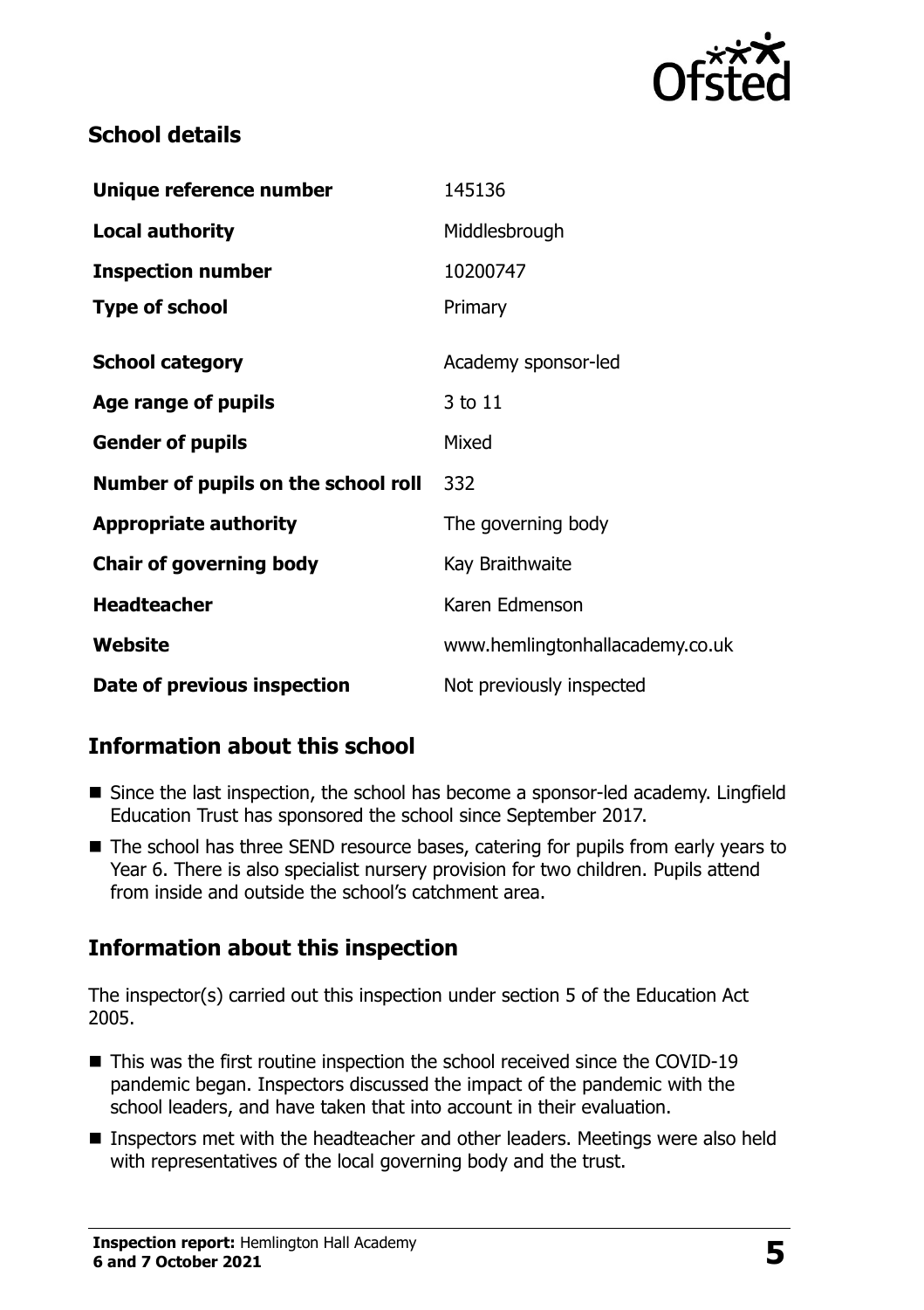## School details

| | |
|---|---|
| **Unique reference number** | 145136 |
| **Local authority** | Middlesbrough |
| **Inspection number** | 10200747 |
| **Type of school** | Primary |
| **School category** | Academy sponsor-led |
| **Age range of pupils** | 3 to 11 |
| **Gender of pupils** | Mixed |
| **Number of pupils on the school roll** | 332 |
| **Appropriate authority** | The governing body |
| **Chair of governing body** | Kay Braithwaite |
| **Headteacher** | Karen Edmenson |
| **Website** | www.hemlingtonhallacademy.co.uk |
| **Date of previous inspection** | Not previously inspected |

## Information about this school

- Since the last inspection, the school has become a sponsor-led academy. Lingfield Education Trust has sponsored the school since September 2017.
- The school has three SEND resource bases, catering for pupils from early years to Year 6. There is also specialist nursery provision for two children. Pupils attend from inside and outside the school's catchment area.

## Information about this inspection

The inspector(s) carried out this inspection under section 5 of the Education Act 2005.

- This was the first routine inspection the school received since the COVID-19 pandemic began. Inspectors discussed the impact of the pandemic with the school leaders, and have taken that into account in their evaluation.
- Inspectors met with the headteacher and other leaders. Meetings were also held with representatives of the local governing body and the trust.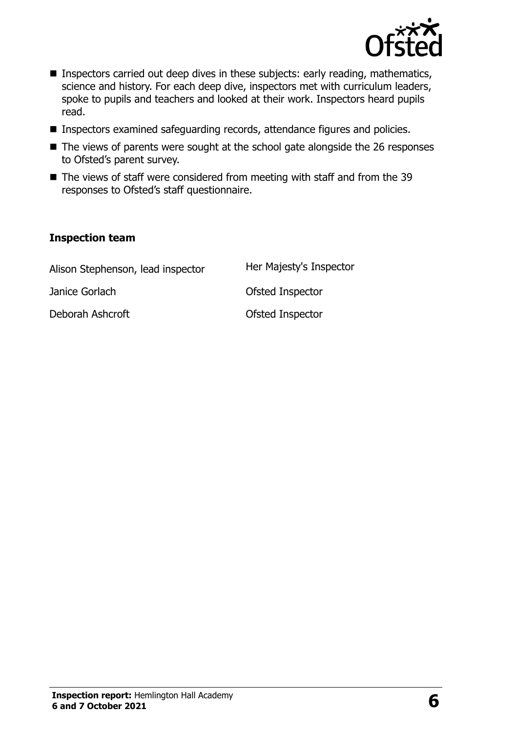- Inspectors carried out deep dives in these subjects: early reading, mathematics, science and history. For each deep dive, inspectors met with curriculum leaders, spoke to pupils and teachers and looked at their work. Inspectors heard pupils read.
- Inspectors examined safeguarding records, attendance figures and policies.
- The views of parents were sought at the school gate alongside the 26 responses to Ofsted's parent survey.
- The views of staff were considered from meeting with staff and from the 39 responses to Ofsted's staff questionnaire.

### Inspection team

| | |
|---|---|
| Alison Stephenson, lead inspector | Her Majesty's Inspector |
| Janice Gorlach | Ofsted Inspector |
| Deborah Ashcroft | Ofsted Inspector |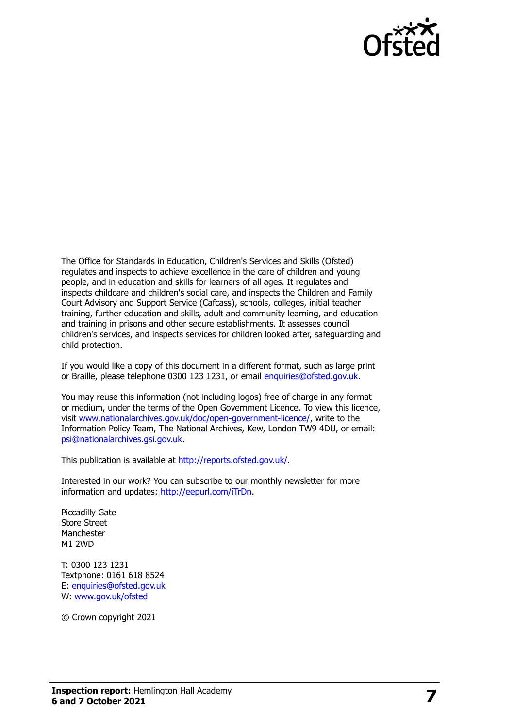The Office for Standards in Education, Children's Services and Skills (Ofsted) regulates and inspects to achieve excellence in the care of children and young people, and in education and skills for learners of all ages. It regulates and inspects childcare and children's social care, and inspects the Children and Family Court Advisory and Support Service (Cafcass), schools, colleges, initial teacher training, further education and skills, adult and community learning, and education and training in prisons and other secure establishments. It assesses council children's services, and inspects services for children looked after, safeguarding and child protection.

If you would like a copy of this document in a different format, such as large print or Braille, please telephone 0300 123 1231, or email enquiries@ofsted.gov.uk.

You may reuse this information (not including logos) free of charge in any format or medium, under the terms of the Open Government Licence. To view this licence, visit www.nationalarchives.gov.uk/doc/open-government-licence/, write to the Information Policy Team, The National Archives, Kew, London TW9 4DU, or email: psi@nationalarchives.gsi.gov.uk.

This publication is available at http://reports.ofsted.gov.uk/.

Interested in our work? You can subscribe to our monthly newsletter for more information and updates: http://eepurl.com/iTrDn.

Piccadilly Gate  
Store Street  
Manchester  
M1 2WD

T: 0300 123 1231  
Textphone: 0161 618 8524  
E: enquiries@ofsted.gov.uk  
W: www.gov.uk/ofsted

© Crown copyright 2021